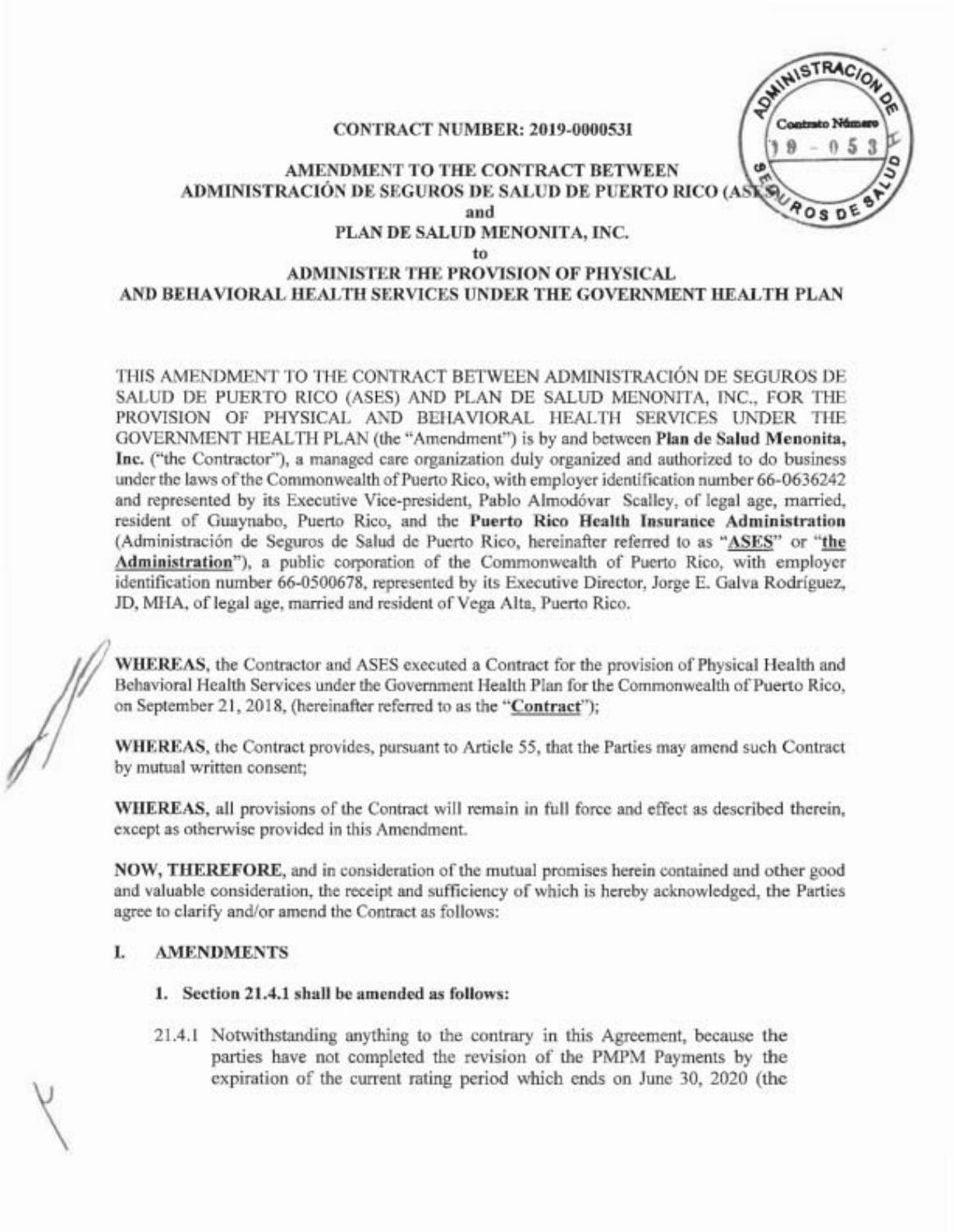**CONTRACT NUMBER: 2019-000053I**

**AMENDMENT TO THE CONTRACT BETWEEN ADMINISTRACIÓN DE SEGUROS DE SALUD DE PUERTO RICO (ASES) and PLAN DE SALUD MENONITA, INC. to ADMINISTER THE PROVISION OF PHYSICAL AND BEHAVIORAL HEALTH SERVICES UNDER THE GOVERNMENT HEALTH PLAN**

THIS AMENDMENT TO THE CONTRACT BETWEEN ADMINISTRACIÓN DE SEGUROS DE SALUD DE PUERTO RICO (ASES) AND PLAN DE SALUD MENONITA, INC., FOR THE PROVISION OF PHYSICAL AND BEHAVIORAL HEALTH SERVICES UNDER THE GOVERNMENT HEALTH PLAN (the "Amendment") is by and between **Plan de Salud Menonita, Inc.** ("the Contractor"), a managed care organization duly organized and authorized to do business under the laws of the Commonwealth of Puerto Rico, with employer identification number 66-0636242 and represented by its Executive Vice-president, Pablo Almodóvar Scalley, of legal age, married, resident of Guaynabo, Puerto Rico, and the **Puerto Rico Health Insurance Administration** (Administración de Seguros de Salud de Puerto Rico, hereinafter referred to as "**ASES**" or "**the Administration**"), a public corporation of the Commonwealth of Puerto Rico, with employer identification number 66-0500678, represented by its Executive Director, Jorge E. Galva Rodríguez, JD, MHA, of legal age, married and resident of Vega Alta, Puerto Rico.

**WHEREAS**, the Contractor and ASES executed a Contract for the provision of Physical Health and Behavioral Health Services under the Government Health Plan for the Commonwealth of Puerto Rico, on September 21, 2018, (hereinafter referred to as the "**Contract**");

**WHEREAS**, the Contract provides, pursuant to Article 55, that the Parties may amend such Contract by mutual written consent;

**WHEREAS**, all provisions of the Contract will remain in full force and effect as described therein, except as otherwise provided in this Amendment.

**NOW, THEREFORE**, and in consideration of the mutual promises herein contained and other good and valuable consideration, the receipt and sufficiency of which is hereby acknowledged, the Parties agree to clarify and/or amend the Contract as follows:

## I. AMENDMENTS

### 1. Section 21.4.1 shall be amended as follows:

21.4.1 Notwithstanding anything to the contrary in this Agreement, because the parties have not completed the revision of the PMPM Payments by the expiration of the current rating period which ends on June 30, 2020 (the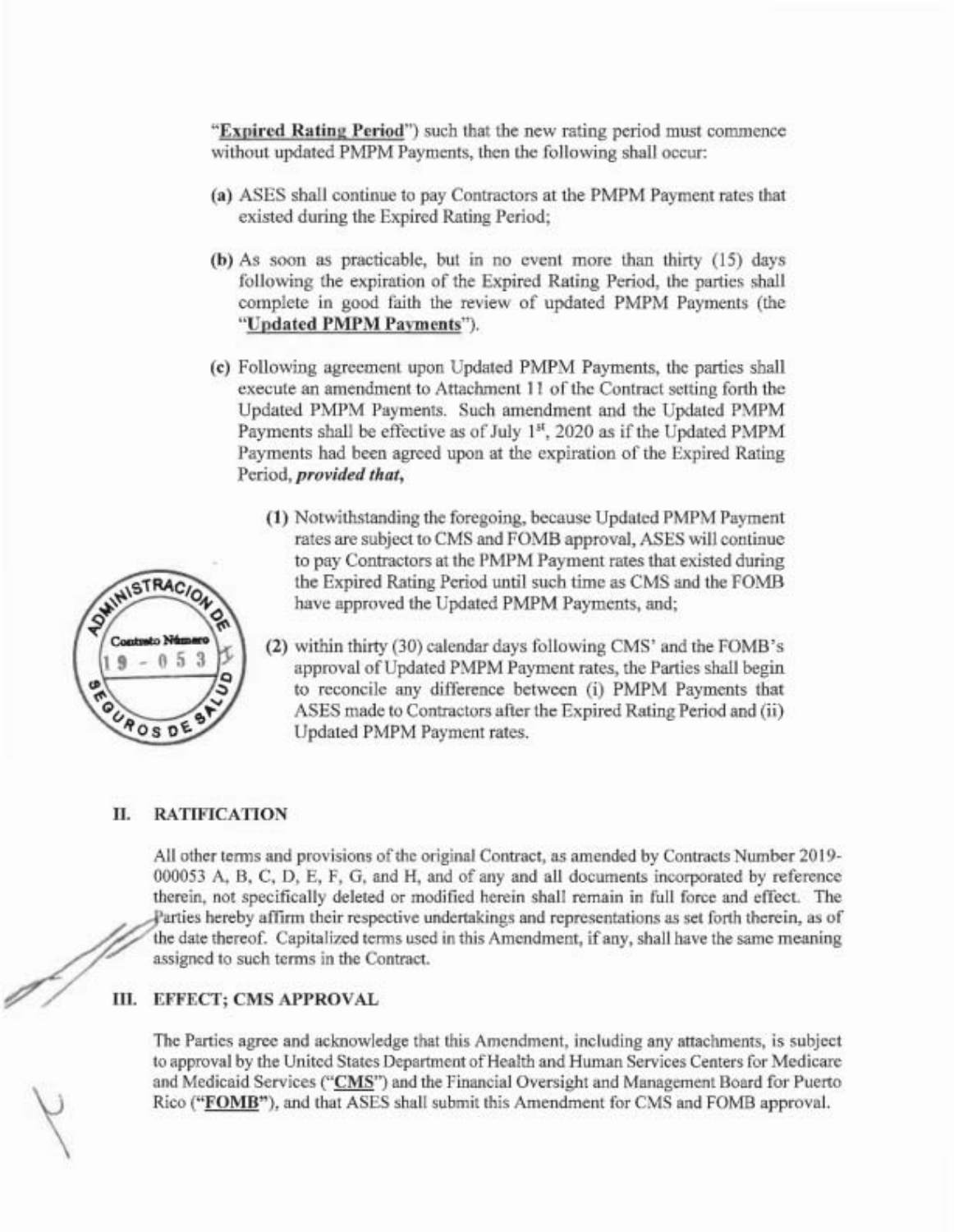"**Expired Rating Period**") such that the new rating period must commence without updated PMPM Payments, then the following shall occur:

**(a)** ASES shall continue to pay Contractors at the PMPM Payment rates that existed during the Expired Rating Period;

**(b)** As soon as practicable, but in no event more than thirty (15) days following the expiration of the Expired Rating Period, the parties shall complete in good faith the review of updated PMPM Payments (the "**Updated PMPM Payments**").

**(c)** Following agreement upon Updated PMPM Payments, the parties shall execute an amendment to Attachment 11 of the Contract setting forth the Updated PMPM Payments. Such amendment and the Updated PMPM Payments shall be effective as of July 1st, 2020 as if the Updated PMPM Payments had been agreed upon at the expiration of the Expired Rating Period, ***provided that,***

> **(1)** Notwithstanding the foregoing, because Updated PMPM Payment rates are subject to CMS and FOMB approval, ASES will continue to pay Contractors at the PMPM Payment rates that existed during the Expired Rating Period until such time as CMS and the FOMB have approved the Updated PMPM Payments, and;
>
> **(2)** within thirty (30) calendar days following CMS' and the FOMB's approval of Updated PMPM Payment rates, the Parties shall begin to reconcile any difference between (i) PMPM Payments that ASES made to Contractors after the Expired Rating Period and (ii) Updated PMPM Payment rates.

## II. RATIFICATION

All other terms and provisions of the original Contract, as amended by Contracts Number 2019-000053 A, B, C, D, E, F, G, and H, and of any and all documents incorporated by reference therein, not specifically deleted or modified herein shall remain in full force and effect. The Parties hereby affirm their respective undertakings and representations as set forth therein, as of the date thereof. Capitalized terms used in this Amendment, if any, shall have the same meaning assigned to such terms in the Contract.

## III. EFFECT; CMS APPROVAL

The Parties agree and acknowledge that this Amendment, including any attachments, is subject to approval by the United States Department of Health and Human Services Centers for Medicare and Medicaid Services ("**CMS**") and the Financial Oversight and Management Board for Puerto Rico ("**FOMB**"), and that ASES shall submit this Amendment for CMS and FOMB approval.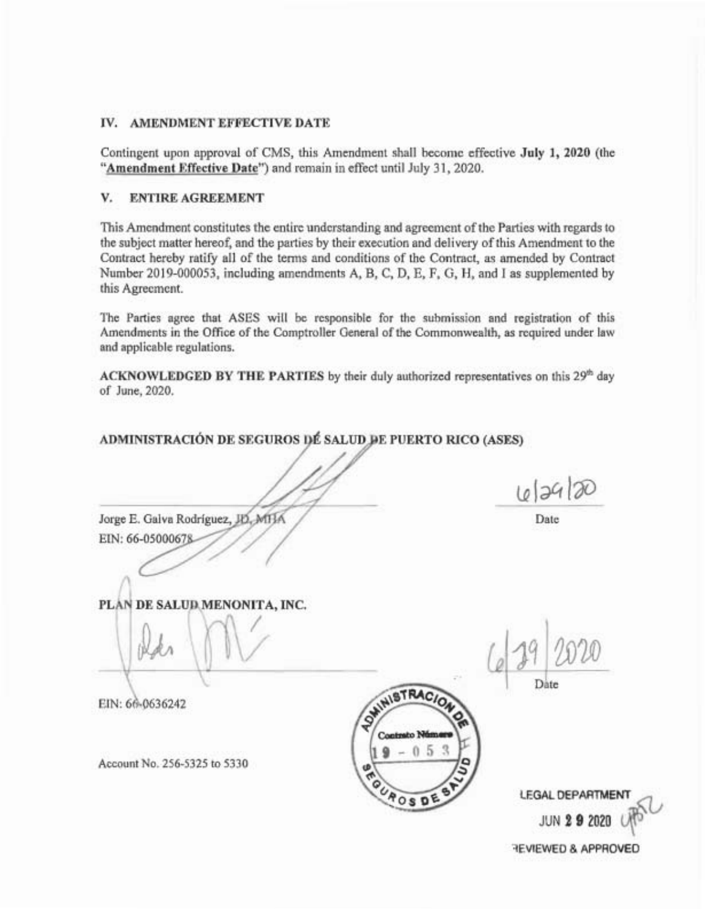## IV. AMENDMENT EFFECTIVE DATE

Contingent upon approval of CMS, this Amendment shall become effective **July 1, 2020** (the "**Amendment Effective Date**") and remain in effect until July 31, 2020.

## V. ENTIRE AGREEMENT

This Amendment constitutes the entire understanding and agreement of the Parties with regards to the subject matter hereof, and the parties by their execution and delivery of this Amendment to the Contract hereby ratify all of the terms and conditions of the Contract, as amended by Contract Number 2019-000053, including amendments A, B, C, D, E, F, G, H, and I as supplemented by this Agreement.

The Parties agree that ASES will be responsible for the submission and registration of this Amendments in the Office of the Comptroller General of the Commonwealth, as required under law and applicable regulations.

**ACKNOWLEDGED BY THE PARTIES** by their duly authorized representatives on this 29th day of June, 2020.

**ADMINISTRACIÓN DE SEGUROS DE SALUD DE PUERTO RICO (ASES)**

6/29/20

Jorge E. Galva Rodríguez, JD, MHA
EIN: 66-0500678

Date

**PLAN DE SALUD MENONITA, INC.**

6/29/2020

Date

EIN: 66-0636242

Account No. 256-5325 to 5330

ADMINISTRACION DE SEGUROS DE SALUD
Contrato Número
19 - 053 H

LEGAL DEPARTMENT
JUN 29 2020
REVIEWED & APPROVED